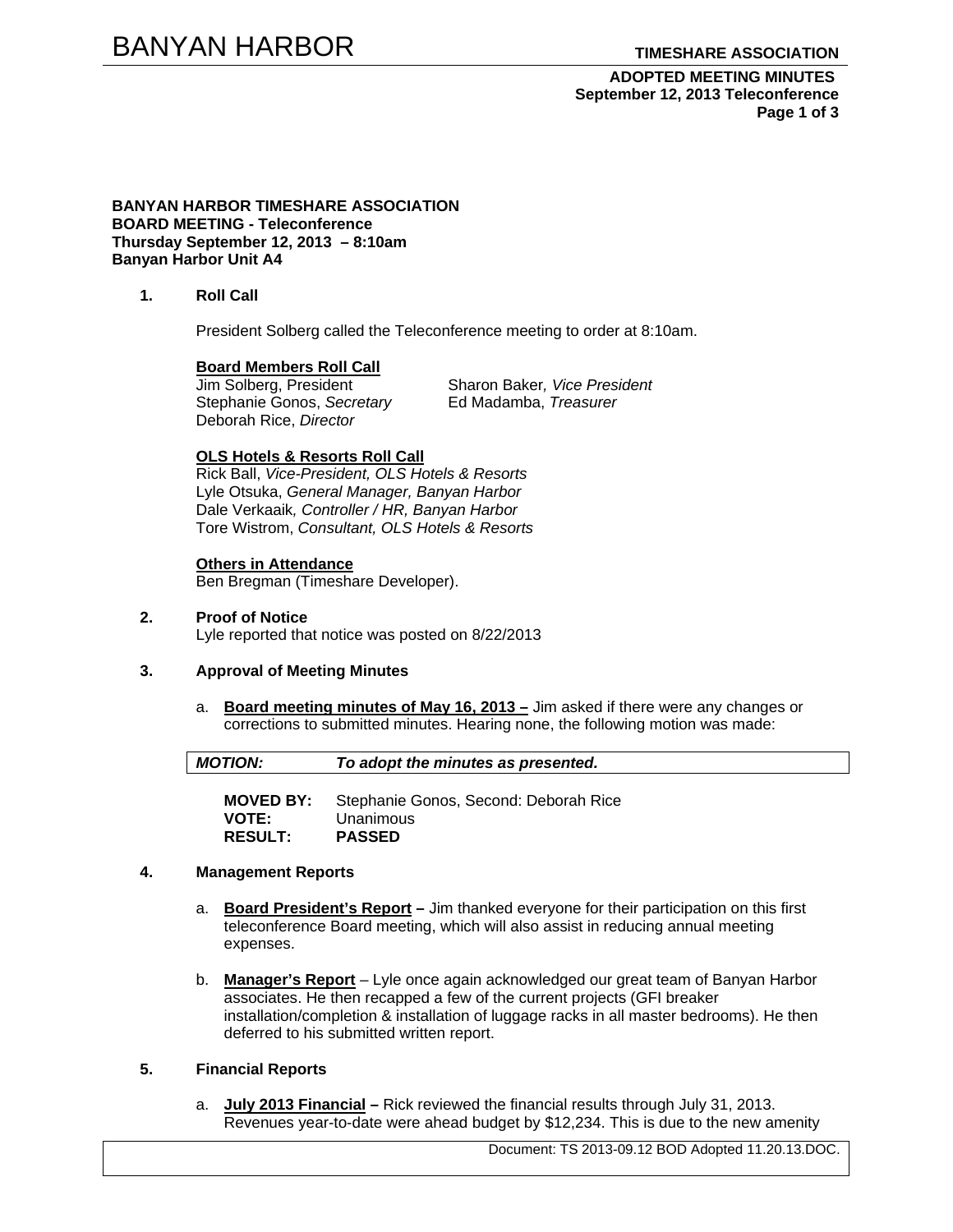**BANYAN HARBOR TIMESHARE ASSOCIATION**
**BOARD MEETING - Teleconference**
**Thursday September 12, 2013 – 8:10am**
**Banyan Harbor Unit A4**

## 1. Roll Call

President Solberg called the Teleconference meeting to order at 8:10am.

**Board Members Roll Call**

Jim Solberg, President
Sharon Baker, *Vice President*
Stephanie Gonos, *Secretary*
Ed Madamba, *Treasurer*
Deborah Rice, *Director*

**OLS Hotels & Resorts Roll Call**

Rick Ball, *Vice-President, OLS Hotels & Resorts*
Lyle Otsuka, *General Manager, Banyan Harbor*
Dale Verkaaik, *Controller / HR, Banyan Harbor*
Tore Wistrom, *Consultant, OLS Hotels & Resorts*

**Others in Attendance**

Ben Bregman (Timeshare Developer).

## 2. Proof of Notice

Lyle reported that notice was posted on 8/22/2013

## 3. Approval of Meeting Minutes

a. **Board meeting minutes of May 16, 2013 –** Jim asked if there were any changes or corrections to submitted minutes. Hearing none, the following motion was made:

***MOTION:*** ***To adopt the minutes as presented.***

**MOVED BY:** Stephanie Gonos, Second: Deborah Rice
**VOTE:** Unanimous
**RESULT:** **PASSED**

## 4. Management Reports

a. **Board President's Report –** Jim thanked everyone for their participation on this first teleconference Board meeting, which will also assist in reducing annual meeting expenses.

b. **Manager's Report** – Lyle once again acknowledged our great team of Banyan Harbor associates. He then recapped a few of the current projects (GFI breaker installation/completion & installation of luggage racks in all master bedrooms). He then deferred to his submitted written report.

## 5. Financial Reports

a. **July 2013 Financial –** Rick reviewed the financial results through July 31, 2013. Revenues year-to-date were ahead budget by $12,234. This is due to the new amenity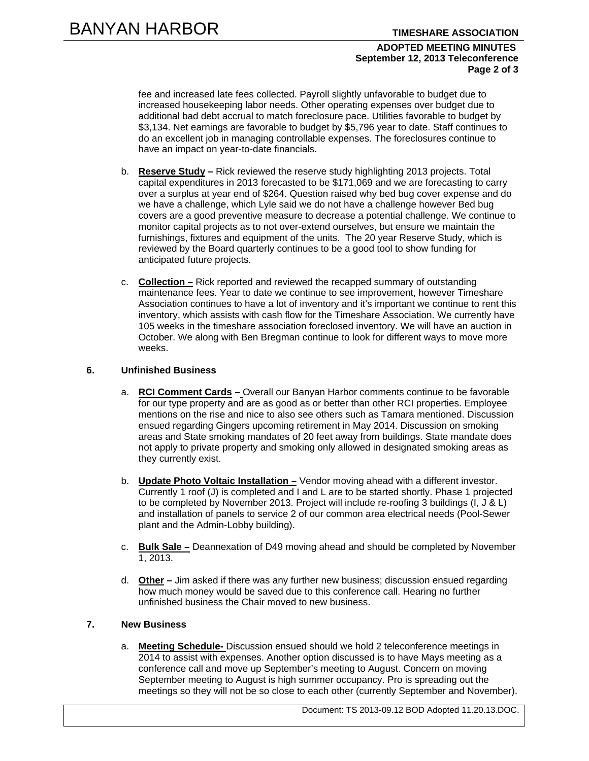fee and increased late fees collected. Payroll slightly unfavorable to budget due to increased housekeeping labor needs. Other operating expenses over budget due to additional bad debt accrual to match foreclosure pace. Utilities favorable to budget by $3,134. Net earnings are favorable to budget by $5,796 year to date. Staff continues to do an excellent job in managing controllable expenses. The foreclosures continue to have an impact on year-to-date financials.

b. **Reserve Study –** Rick reviewed the reserve study highlighting 2013 projects. Total capital expenditures in 2013 forecasted to be $171,069 and we are forecasting to carry over a surplus at year end of $264. Question raised why bed bug cover expense and do we have a challenge, which Lyle said we do not have a challenge however Bed bug covers are a good preventive measure to decrease a potential challenge. We continue to monitor capital projects as to not over-extend ourselves, but ensure we maintain the furnishings, fixtures and equipment of the units. The 20 year Reserve Study, which is reviewed by the Board quarterly continues to be a good tool to show funding for anticipated future projects.

c. **Collection –** Rick reported and reviewed the recapped summary of outstanding maintenance fees. Year to date we continue to see improvement, however Timeshare Association continues to have a lot of inventory and it's important we continue to rent this inventory, which assists with cash flow for the Timeshare Association. We currently have 105 weeks in the timeshare association foreclosed inventory. We will have an auction in October. We along with Ben Bregman continue to look for different ways to move more weeks.

## 6. Unfinished Business

a. **RCI Comment Cards –** Overall our Banyan Harbor comments continue to be favorable for our type property and are as good as or better than other RCI properties. Employee mentions on the rise and nice to also see others such as Tamara mentioned. Discussion ensued regarding Gingers upcoming retirement in May 2014. Discussion on smoking areas and State smoking mandates of 20 feet away from buildings. State mandate does not apply to private property and smoking only allowed in designated smoking areas as they currently exist.

b. **Update Photo Voltaic Installation –** Vendor moving ahead with a different investor. Currently 1 roof (J) is completed and I and L are to be started shortly. Phase 1 projected to be completed by November 2013. Project will include re-roofing 3 buildings (I, J & L) and installation of panels to service 2 of our common area electrical needs (Pool-Sewer plant and the Admin-Lobby building).

c. **Bulk Sale –** Deannexation of D49 moving ahead and should be completed by November 1, 2013.

d. **Other –** Jim asked if there was any further new business; discussion ensued regarding how much money would be saved due to this conference call. Hearing no further unfinished business the Chair moved to new business.

## 7. New Business

a. **Meeting Schedule-** Discussion ensued should we hold 2 teleconference meetings in 2014 to assist with expenses. Another option discussed is to have Mays meeting as a conference call and move up September's meeting to August. Concern on moving September meeting to August is high summer occupancy. Pro is spreading out the meetings so they will not be so close to each other (currently September and November).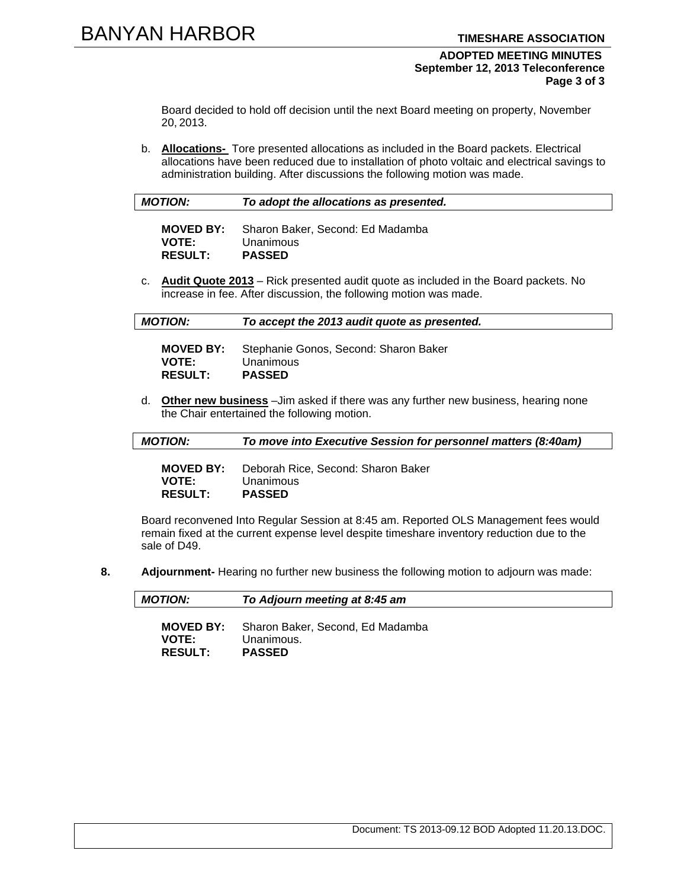Board decided to hold off decision until the next Board meeting on property, November 20, 2013.

b. **Allocations-** Tore presented allocations as included in the Board packets. Electrical allocations have been reduced due to installation of photo voltaic and electrical savings to administration building. After discussions the following motion was made.

| ***MOTION:*** | ***To adopt the allocations as presented.*** |
|---|---|

**MOVED BY:** Sharon Baker, Second: Ed Madamba
**VOTE:** Unanimous
**RESULT:** **PASSED**

c. **Audit Quote 2013** – Rick presented audit quote as included in the Board packets. No increase in fee. After discussion, the following motion was made.

| ***MOTION:*** | ***To accept the 2013 audit quote as presented.*** |
|---|---|

**MOVED BY:** Stephanie Gonos, Second: Sharon Baker
**VOTE:** Unanimous
**RESULT:** **PASSED**

d. **Other new business** –Jim asked if there was any further new business, hearing none the Chair entertained the following motion.

| ***MOTION:*** | ***To move into Executive Session for personnel matters (8:40am)*** |
|---|---|

**MOVED BY:** Deborah Rice, Second: Sharon Baker
**VOTE:** Unanimous
**RESULT:** **PASSED**

Board reconvened Into Regular Session at 8:45 am. Reported OLS Management fees would remain fixed at the current expense level despite timeshare inventory reduction due to the sale of D49.

**8. Adjournment-** Hearing no further new business the following motion to adjourn was made:

| ***MOTION:*** | ***To Adjourn meeting at 8:45 am*** |
|---|---|

**MOVED BY:** Sharon Baker, Second, Ed Madamba
**VOTE:** Unanimous.
**RESULT:** **PASSED**

Document: TS 2013-09.12 BOD Adopted 11.20.13.DOC.